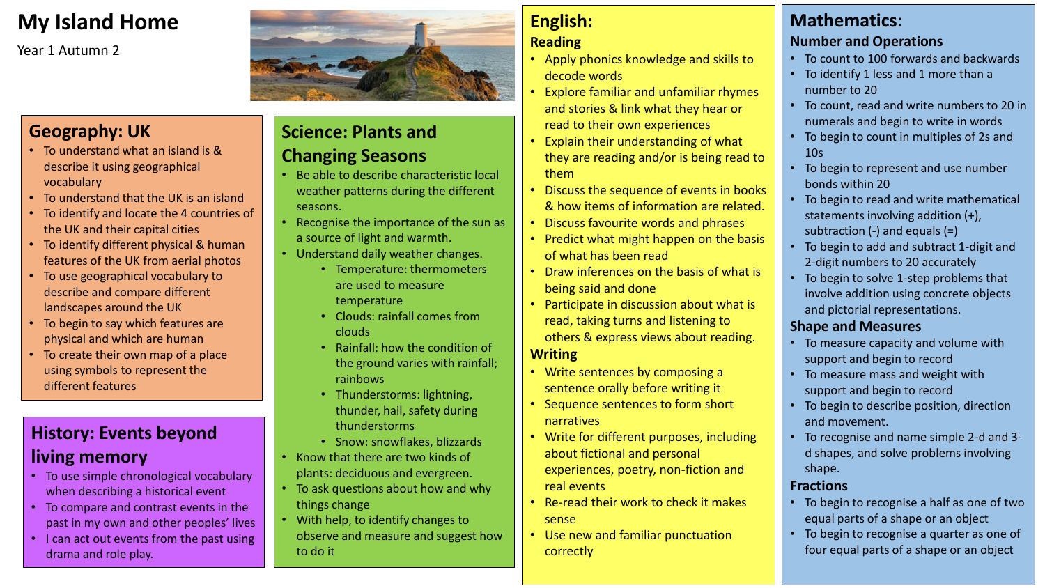# My Island Home

Year 1 Autumn 2

## Geography: UK

- To understand what an island is & describe it using geographical vocabulary
- To understand that the UK is an island
- To identify and locate the 4 countries of the UK and their capital cities
- To identify different physical & human features of the UK from aerial photos
- To use geographical vocabulary to describe and compare different landscapes around the UK
- To begin to say which features are physical and which are human
- To create their own map of a place using symbols to represent the different features

## History: Events beyond living memory

- To use simple chronological vocabulary when describing a historical event
- To compare and contrast events in the past in my own and other peoples' lives
- I can act out events from the past using drama and role play.

## Science: Plants and Changing Seasons

- Be able to describe characteristic local weather patterns during the different seasons.
- Recognise the importance of the sun as a source of light and warmth.
- Understand daily weather changes.
    - Temperature: thermometers are used to measure temperature
    - Clouds: rainfall comes from clouds
    - Rainfall: how the condition of the ground varies with rainfall; rainbows
    - Thunderstorms: lightning, thunder, hail, safety during thunderstorms
    - Snow: snowflakes, blizzards
- Know that there are two kinds of plants: deciduous and evergreen.
- To ask questions about how and why things change
- With help, to identify changes to observe and measure and suggest how to do it

## English:

### Reading

- Apply phonics knowledge and skills to decode words
- Explore familiar and unfamiliar rhymes and stories & link what they hear or read to their own experiences
- Explain their understanding of what they are reading and/or is being read to them
- Discuss the sequence of events in books & how items of information are related.
- Discuss favourite words and phrases
- Predict what might happen on the basis of what has been read
- Draw inferences on the basis of what is being said and done
- Participate in discussion about what is read, taking turns and listening to others & express views about reading.

### Writing

- Write sentences by composing a sentence orally before writing it
- Sequence sentences to form short narratives
- Write for different purposes, including about fictional and personal experiences, poetry, non-fiction and real events
- Re-read their work to check it makes sense
- Use new and familiar punctuation correctly

## Mathematics:

### Number and Operations

- To count to 100 forwards and backwards
- To identify 1 less and 1 more than a number to 20
- To count, read and write numbers to 20 in numerals and begin to write in words
- To begin to count in multiples of 2s and 10s
- To begin to represent and use number bonds within 20
- To begin to read and write mathematical statements involving addition (+), subtraction (-) and equals (=)
- To begin to add and subtract 1-digit and 2-digit numbers to 20 accurately
- To begin to solve 1-step problems that involve addition using concrete objects and pictorial representations.

### Shape and Measures

- To measure capacity and volume with support and begin to record
- To measure mass and weight with support and begin to record
- To begin to describe position, direction and movement.
- To recognise and name simple 2-d and 3-d shapes, and solve problems involving shape.

### Fractions

- To begin to recognise a half as one of two equal parts of a shape or an object
- To begin to recognise a quarter as one of four equal parts of a shape or an object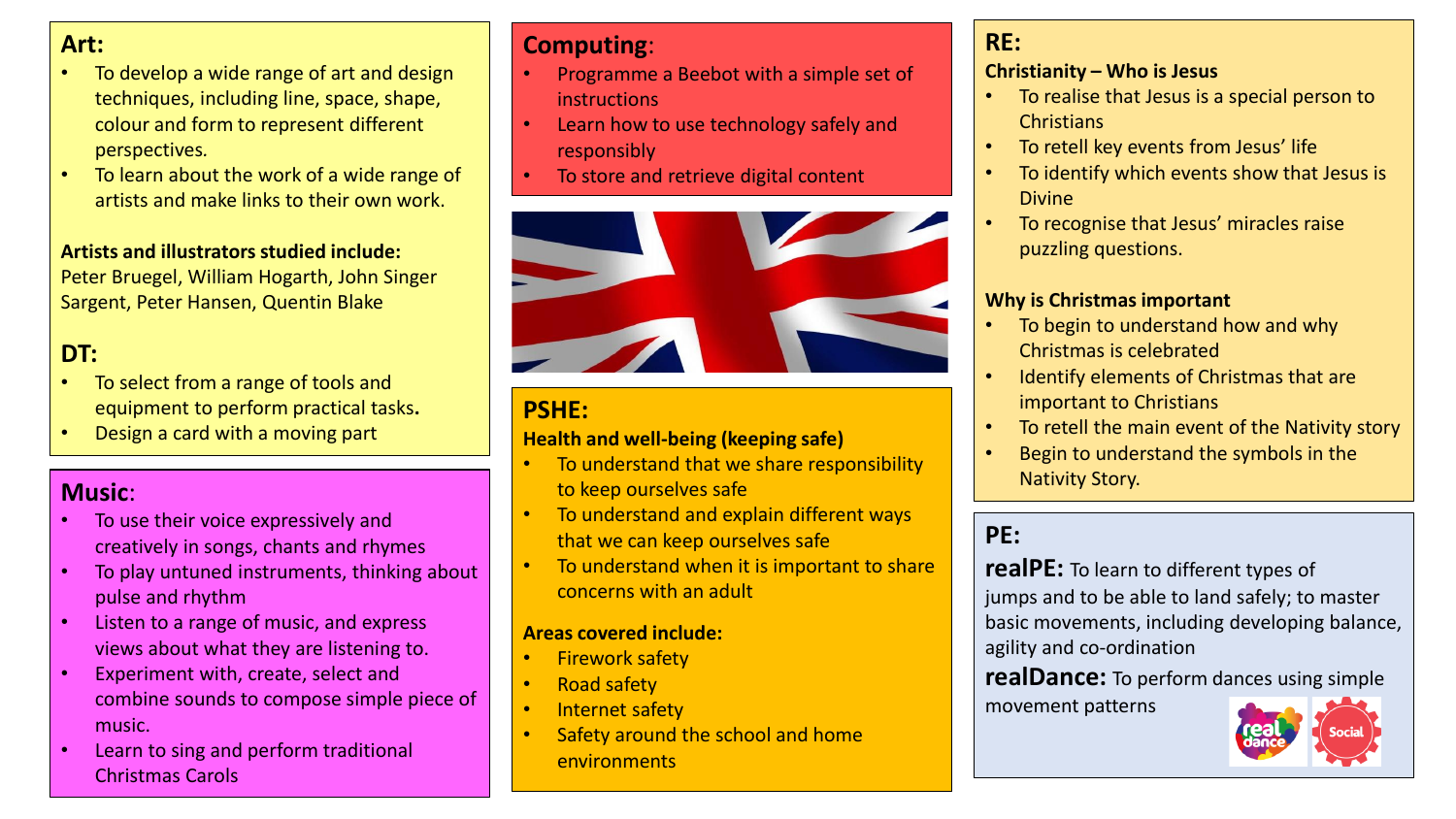## Art:

- To develop a wide range of art and design techniques, including line, space, shape, colour and form to represent different perspectives.
- To learn about the work of a wide range of artists and make links to their own work.

**Artists and illustrators studied include:**
Peter Bruegel, William Hogarth, John Singer Sargent, Peter Hansen, Quentin Blake

## DT:

- To select from a range of tools and equipment to perform practical tasks**.**
- Design a card with a moving part

## Music:

- To use their voice expressively and creatively in songs, chants and rhymes
- To play untuned instruments, thinking about pulse and rhythm
- Listen to a range of music, and express views about what they are listening to.
- Experiment with, create, select and combine sounds to compose simple piece of music.
- Learn to sing and perform traditional Christmas Carols

## Computing:

- Programme a Beebot with a simple set of instructions
- Learn how to use technology safely and responsibly
- To store and retrieve digital content

## PSHE:

**Health and well-being (keeping safe)**

- To understand that we share responsibility to keep ourselves safe
- To understand and explain different ways that we can keep ourselves safe
- To understand when it is important to share concerns with an adult

**Areas covered include:**

- Firework safety
- Road safety
- Internet safety
- Safety around the school and home environments

## RE:

**Christianity – Who is Jesus**

- To realise that Jesus is a special person to Christians
- To retell key events from Jesus' life
- To identify which events show that Jesus is Divine
- To recognise that Jesus' miracles raise puzzling questions.

**Why is Christmas important**

- To begin to understand how and why Christmas is celebrated
- Identify elements of Christmas that are important to Christians
- To retell the main event of the Nativity story
- Begin to understand the symbols in the Nativity Story.

## PE:

**realPE:** To learn to different types of jumps and to be able to land safely; to master basic movements, including developing balance, agility and co-ordination

**realDance:** To perform dances using simple movement patterns